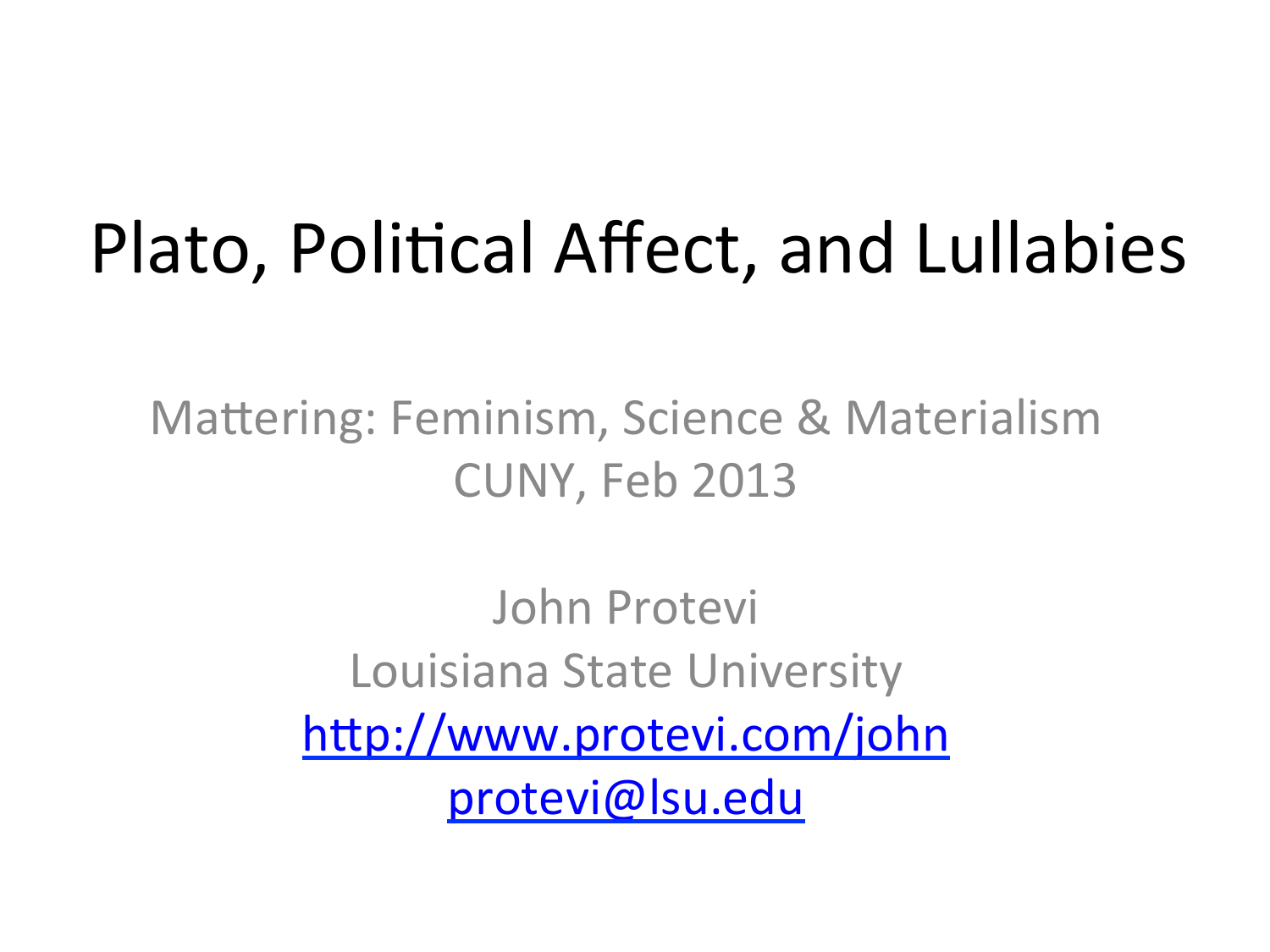# Plato, Political Affect, and Lullabies

Mattering: Feminism, Science & Materialism
CUNY, Feb 2013

John Protevi
Louisiana State University
http://www.protevi.com/john
protevi@lsu.edu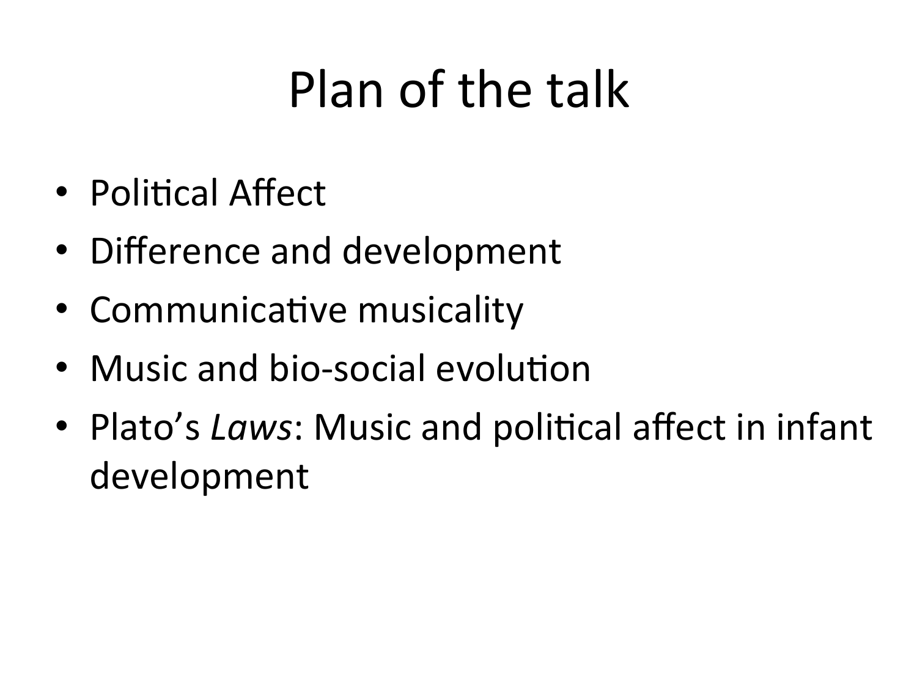# Plan of the talk

- Political Affect
- Difference and development
- Communicative musicality
- Music and bio-social evolution
- Plato's *Laws*: Music and political affect in infant development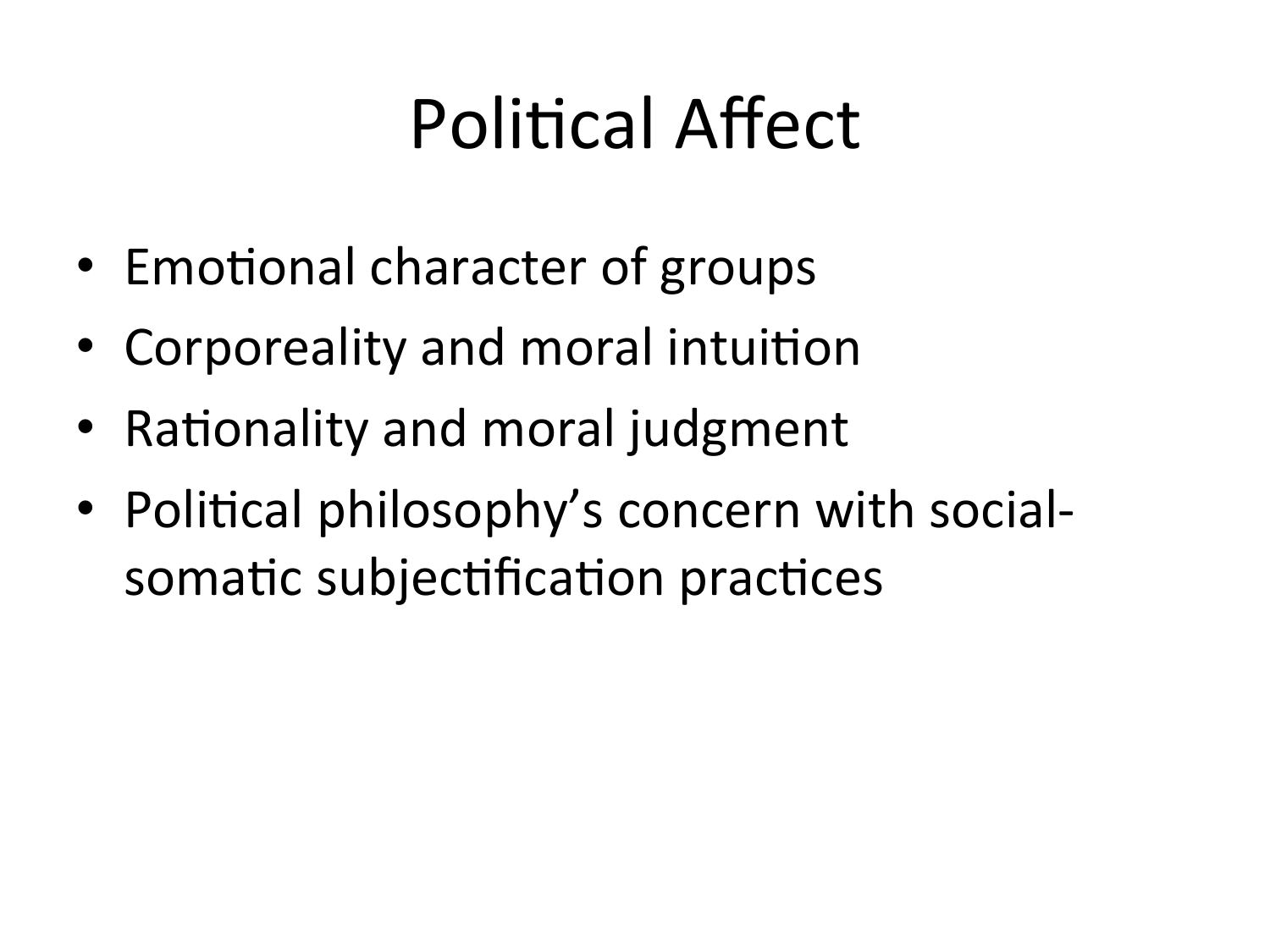# Political Affect

- Emotional character of groups
- Corporeality and moral intuition
- Rationality and moral judgment
- Political philosophy's concern with social-somatic subjectification practices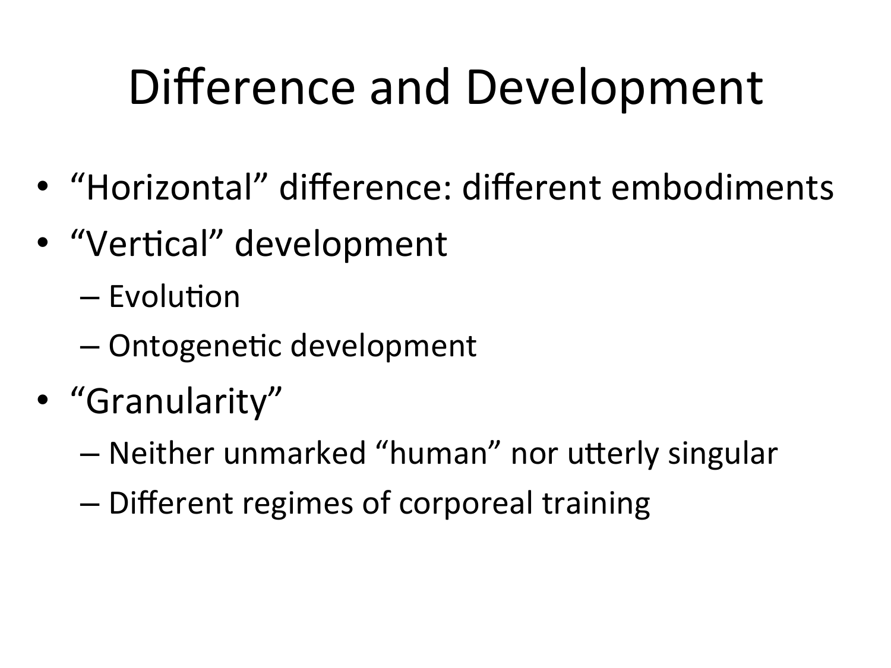# Difference and Development

- “Horizontal” difference: different embodiments
- “Vertical” development
  - Evolution
  - Ontogenetic development
- “Granularity”
  - Neither unmarked “human” nor utterly singular
  - Different regimes of corporeal training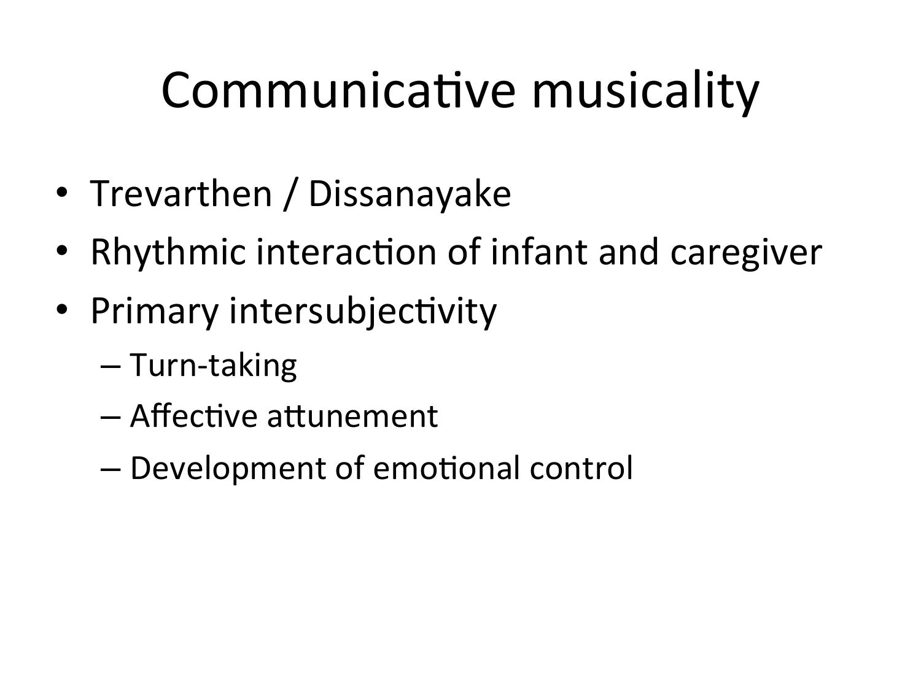# Communicative musicality

- Trevarthen / Dissanayake
- Rhythmic interaction of infant and caregiver
- Primary intersubjectivity
  - Turn-taking
  - Affective attunement
  - Development of emotional control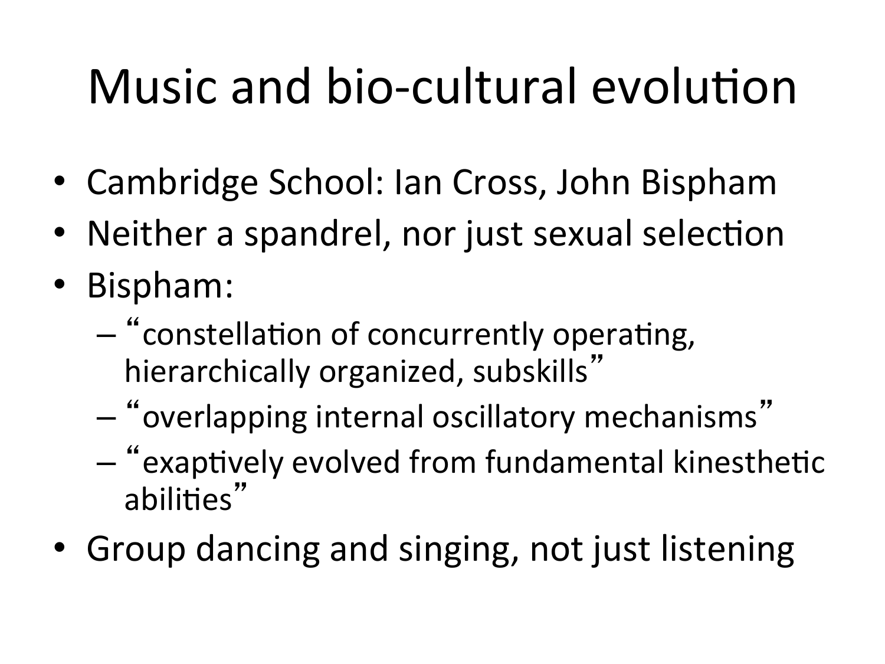# Music and bio-cultural evolution

- Cambridge School: Ian Cross, John Bispham
- Neither a spandrel, nor just sexual selection
- Bispham:
  - "constellation of concurrently operating, hierarchically organized, subskills"
  - "overlapping internal oscillatory mechanisms"
  - "exaptively evolved from fundamental kinesthetic abilities"
- Group dancing and singing, not just listening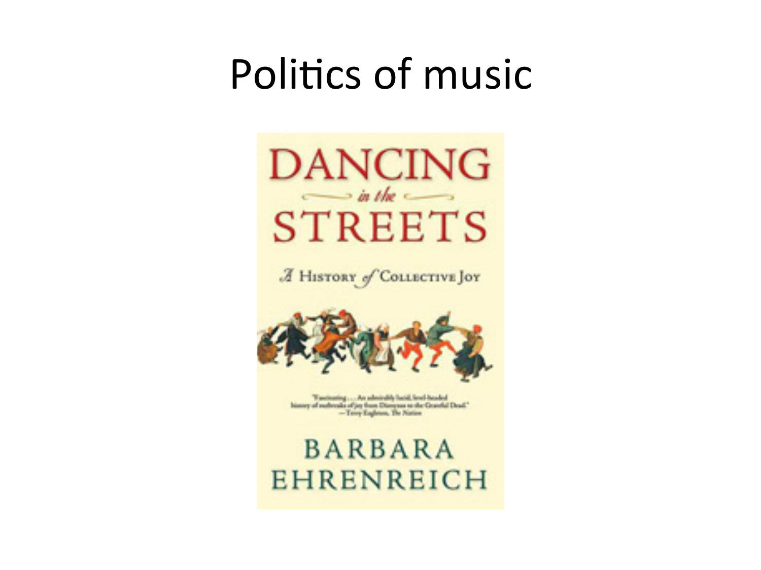# Politics of music

DANCING

*in the*

STREETS

*A* HISTORY *of* COLLECTIVE JOY

"Fascinating . . . An admirably lucid, level-headed history of outbreaks of joy from Dionysus to the Grateful Dead."
—Terry Eagleton, *The Nation*

BARBARA
EHRENREICH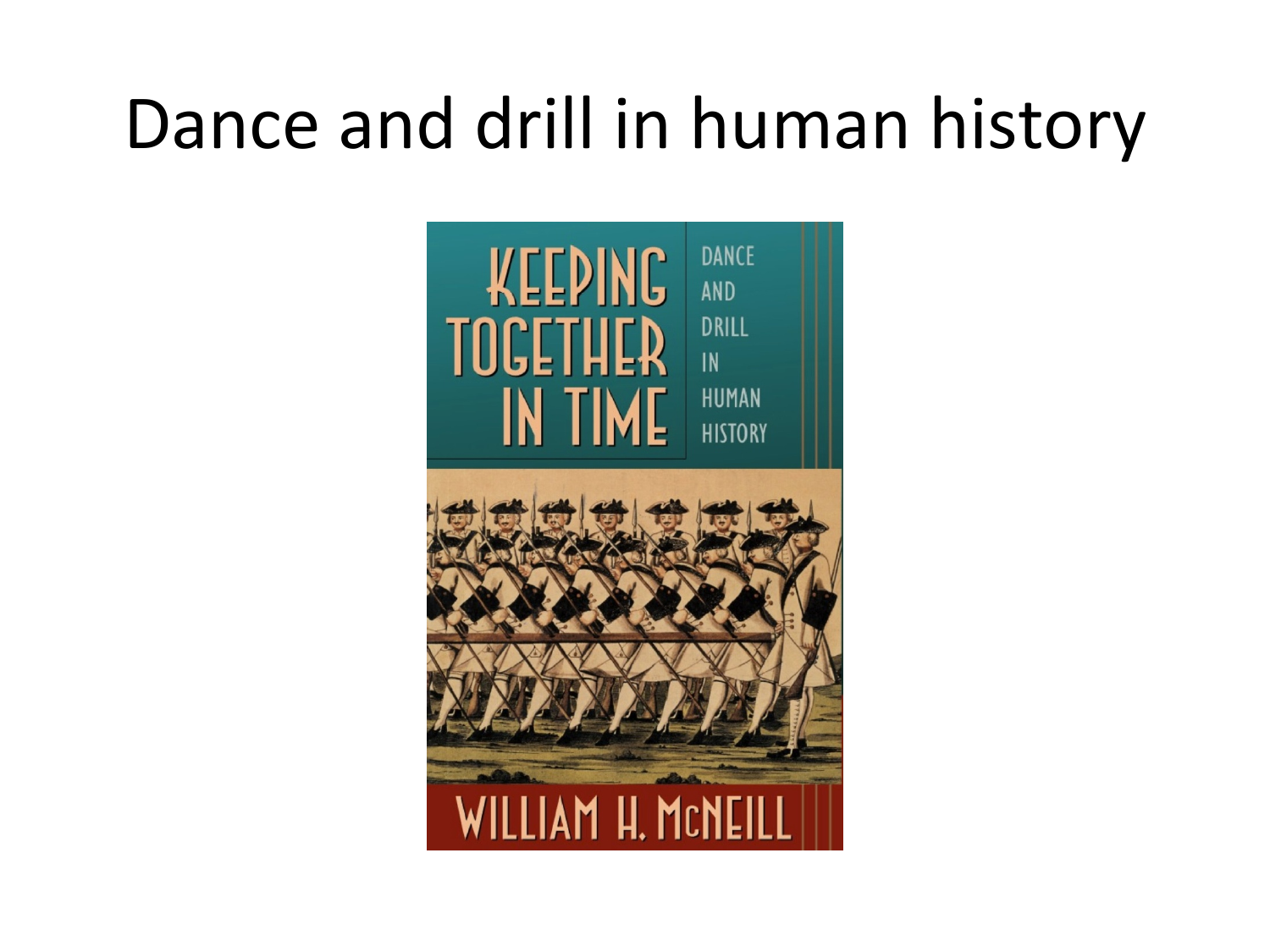# Dance and drill in human history

KEEPING TOGETHER IN TIME

DANCE AND DRILL IN HUMAN HISTORY

WILLIAM H. McNEILL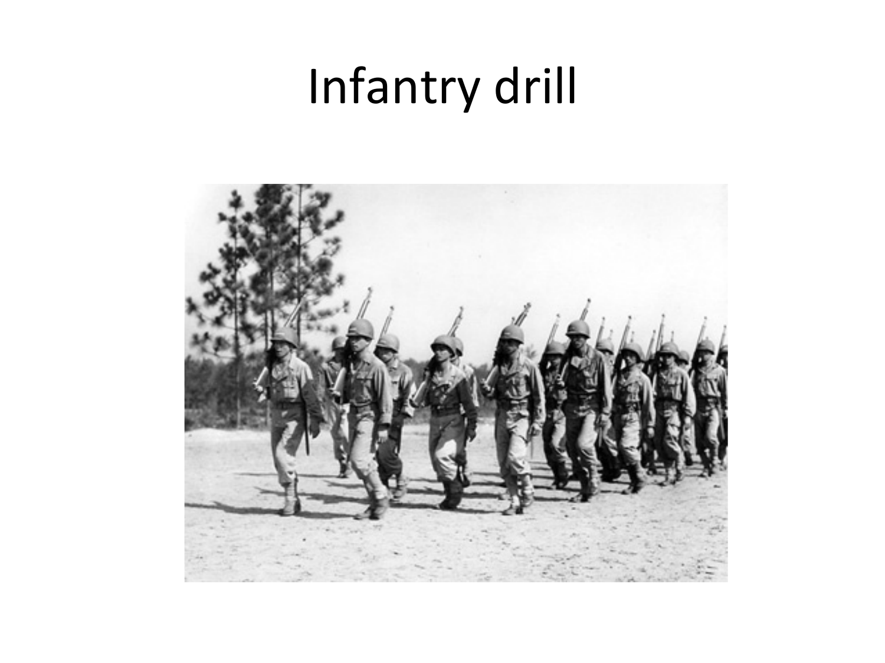# Infantry drill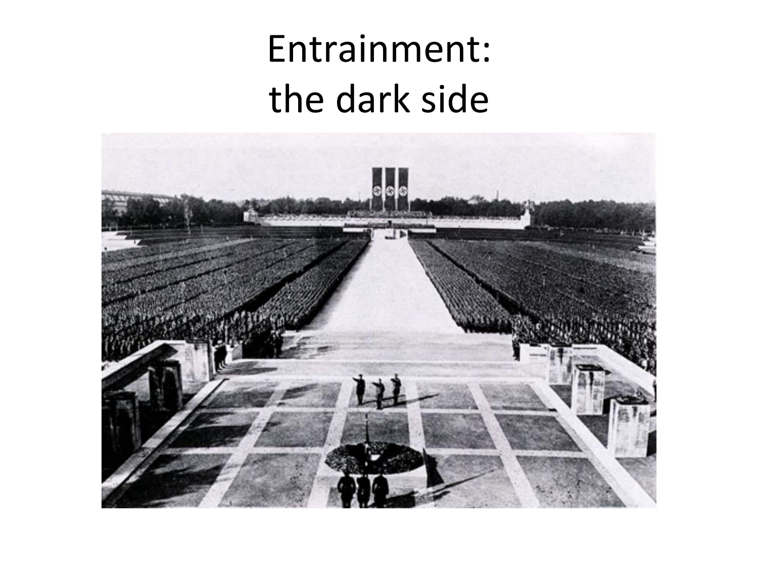# Entrainment: the dark side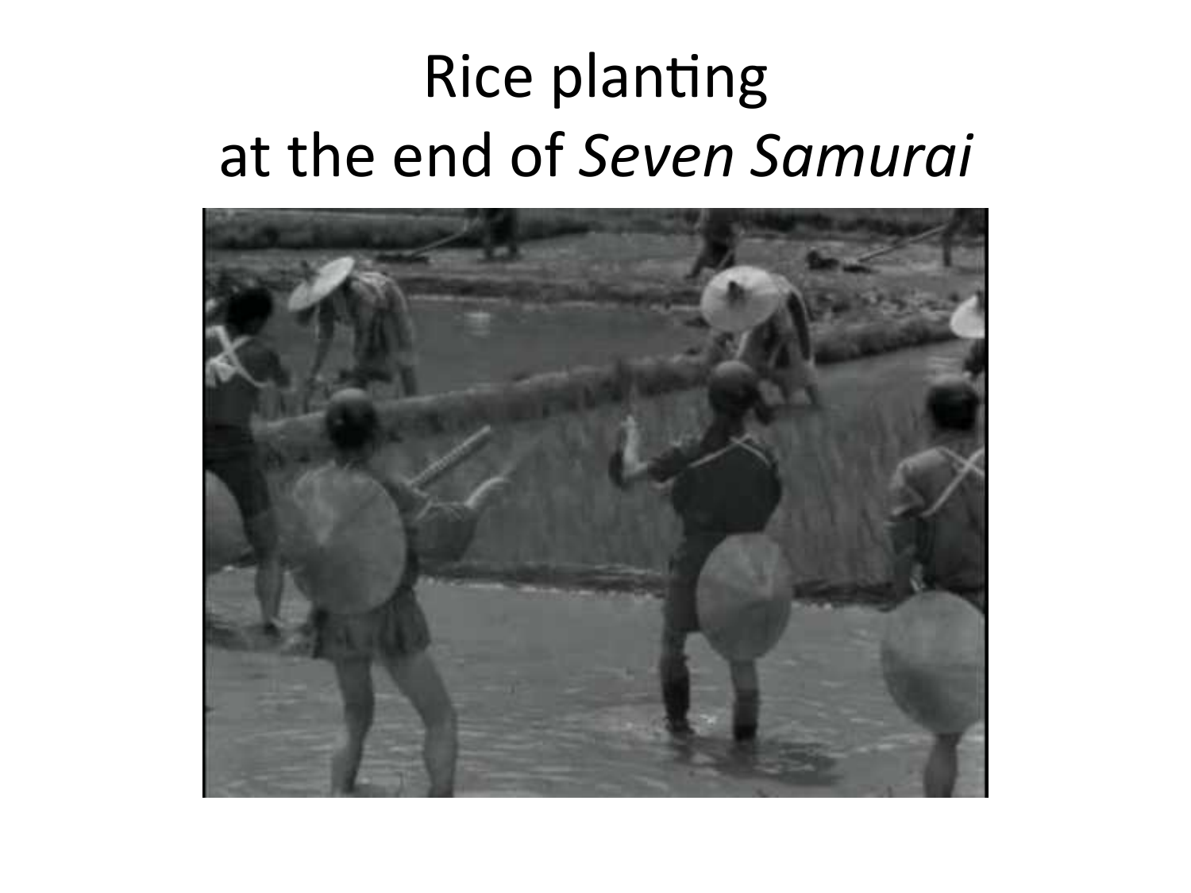# Rice planting at the end of *Seven Samurai*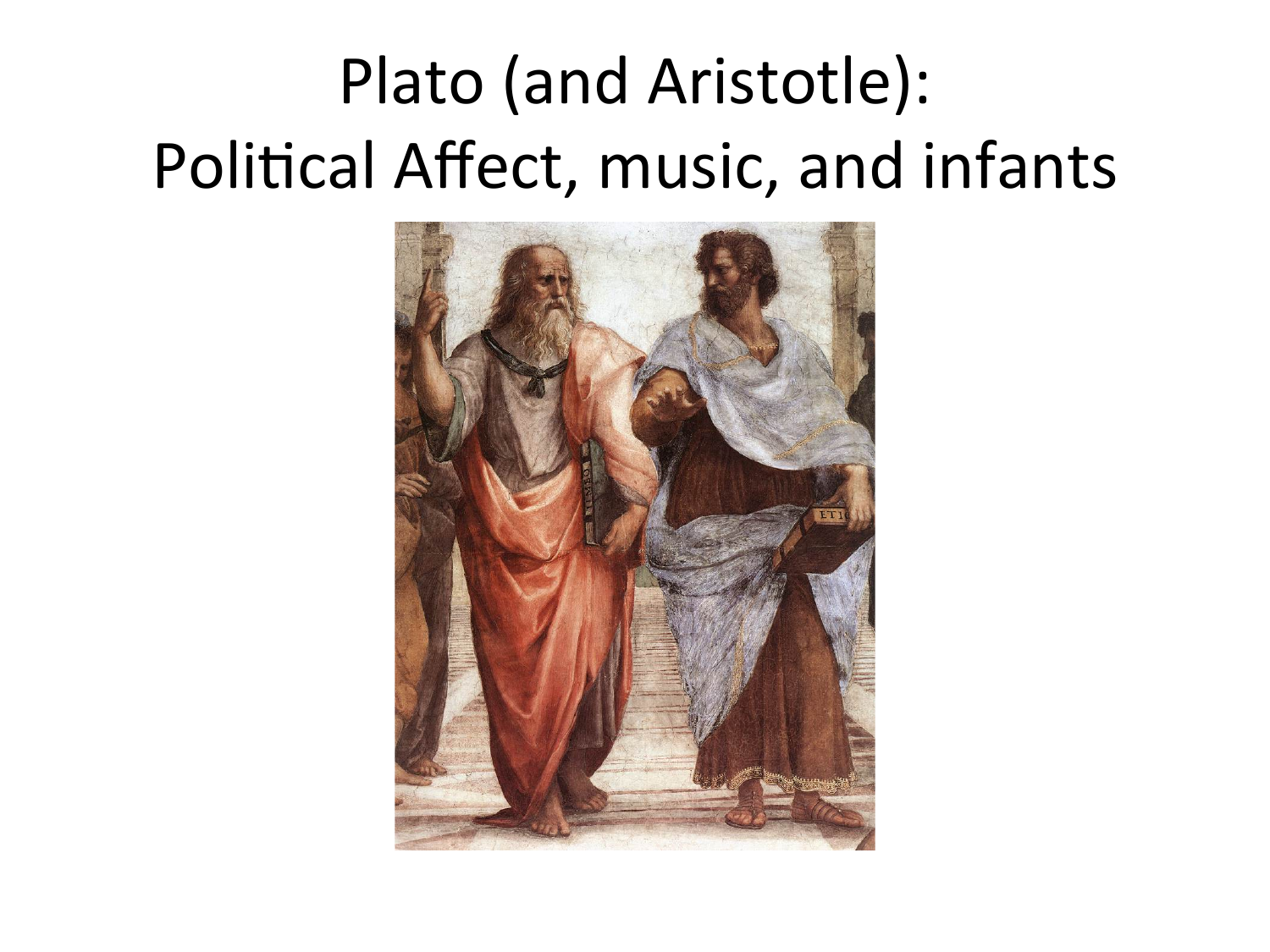# Plato (and Aristotle): Political Affect, music, and infants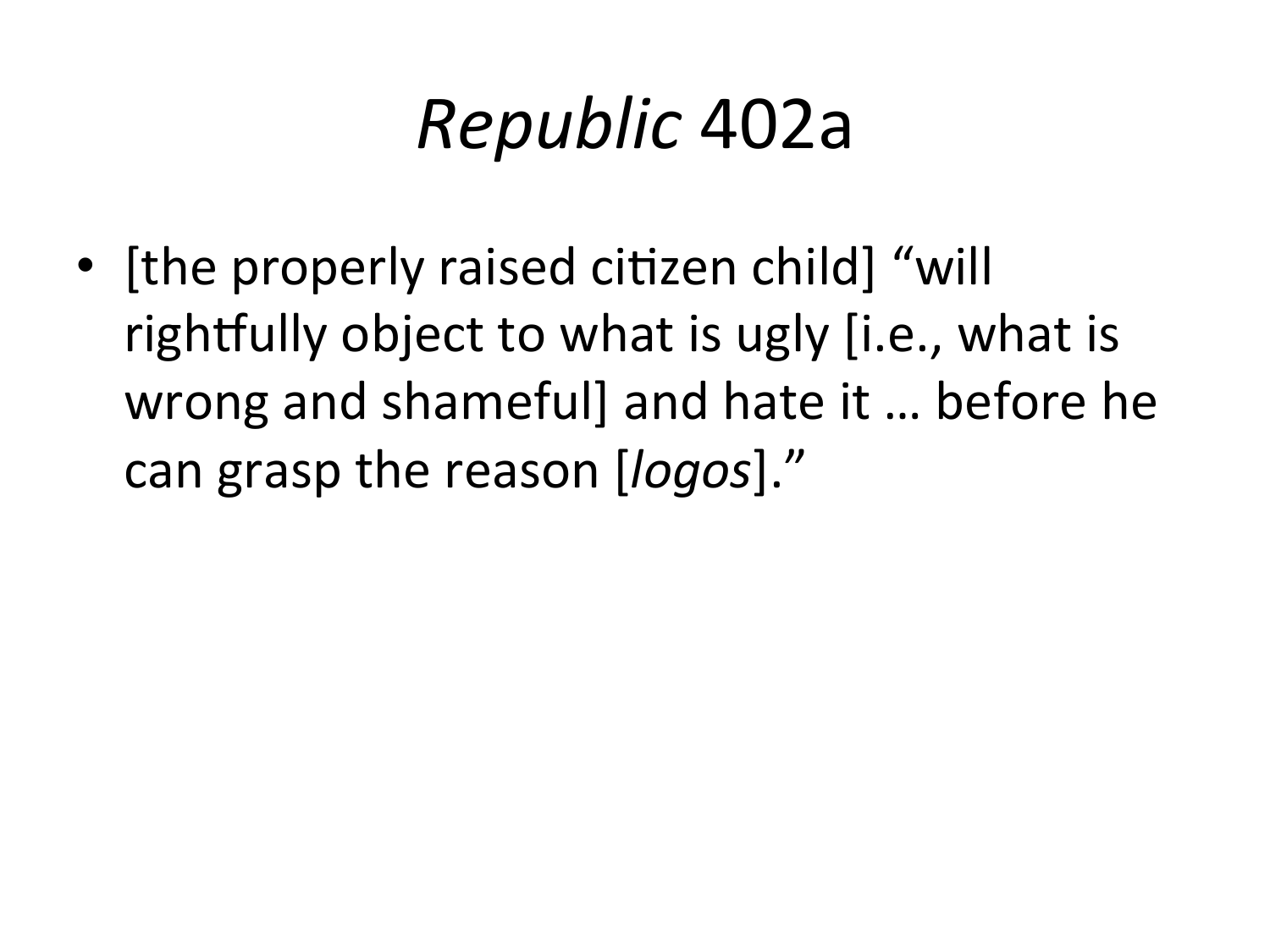# *Republic* 402a

- [the properly raised citizen child] "will rightfully object to what is ugly [i.e., what is wrong and shameful] and hate it … before he can grasp the reason [*logos*]."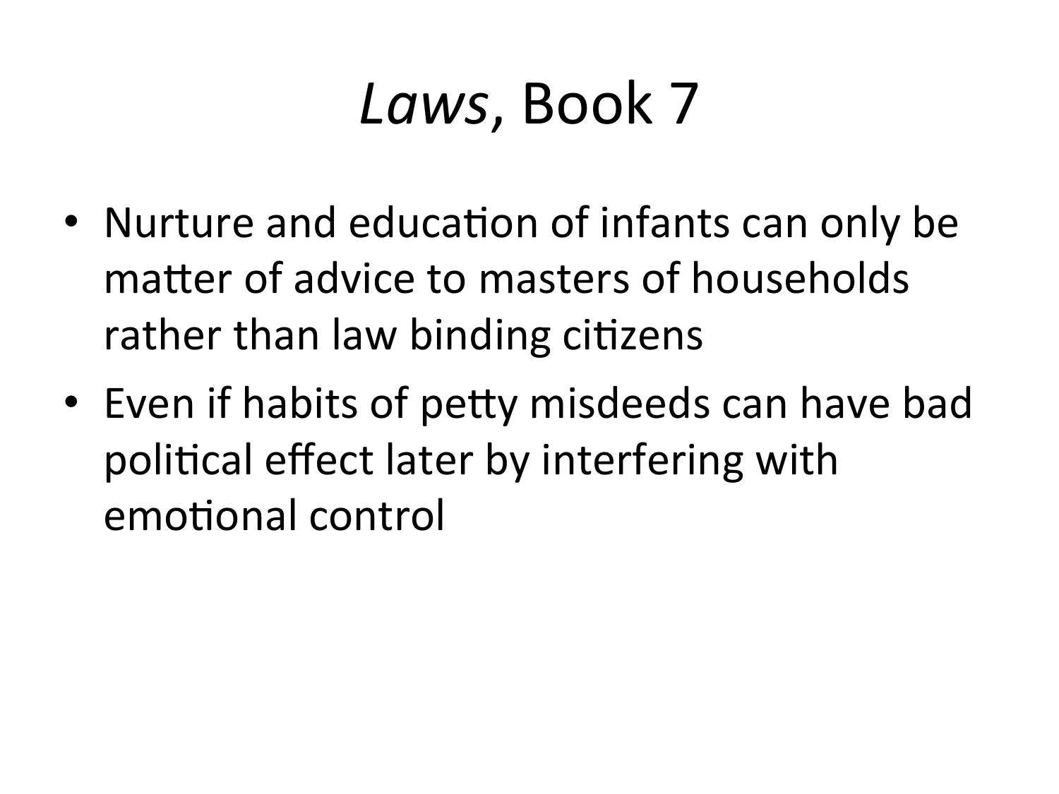# *Laws*, Book 7

- Nurture and education of infants can only be matter of advice to masters of households rather than law binding citizens
- Even if habits of petty misdeeds can have bad political effect later by interfering with emotional control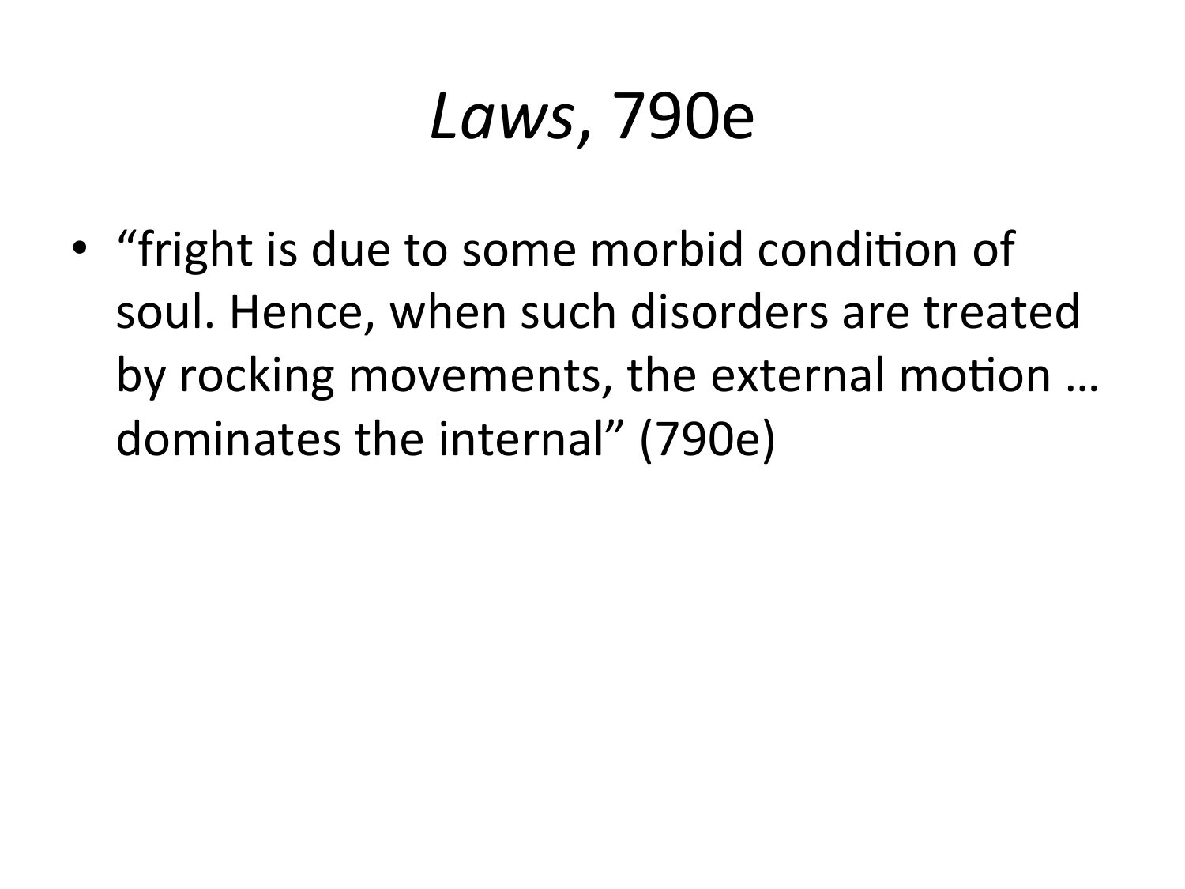# *Laws*, 790e

- "fright is due to some morbid condition of soul. Hence, when such disorders are treated by rocking movements, the external motion … dominates the internal" (790e)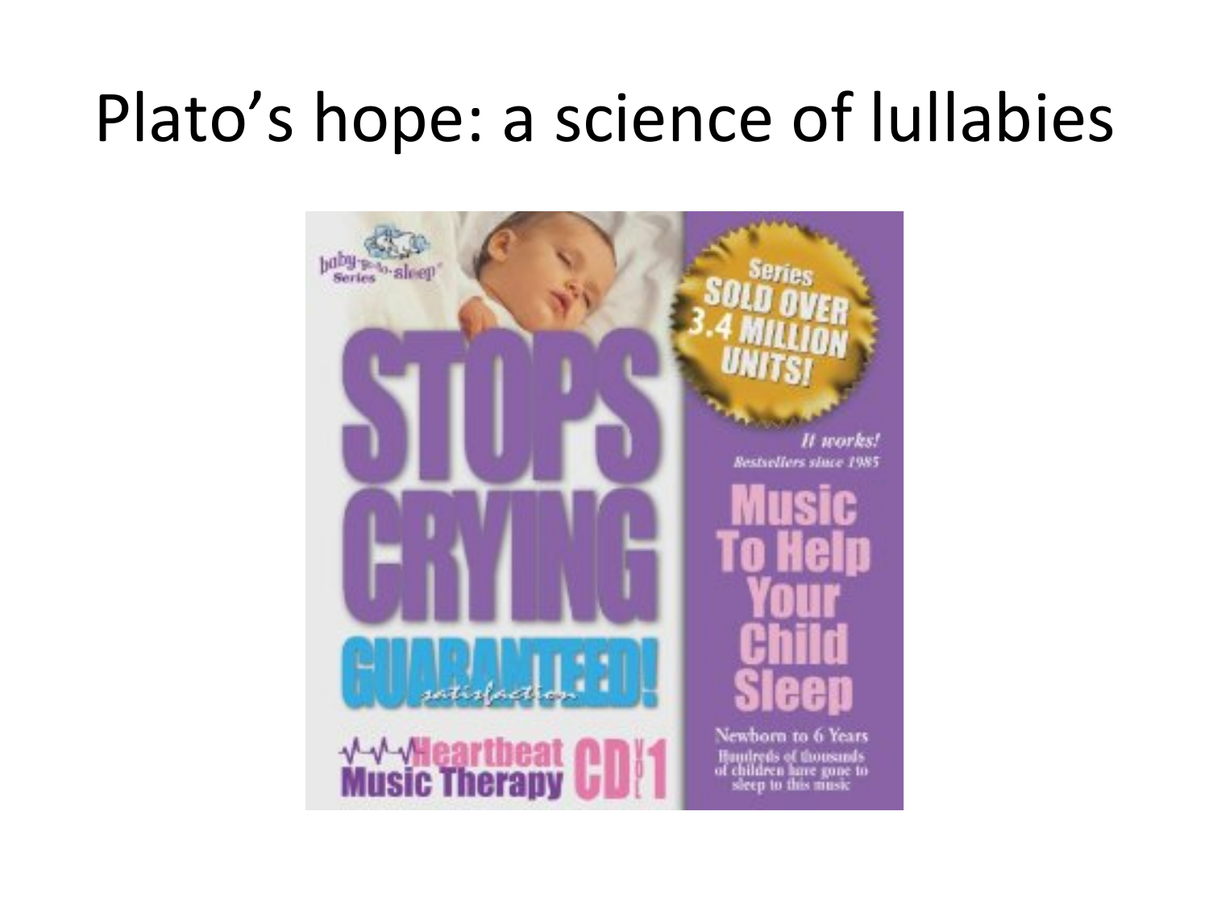# Plato’s hope: a science of lullabies

baby-go-to-sleep Series

STOPS CRYING GUARANTEED! satisfaction

Heartbeat Music Therapy CD Vol 1

Series SOLD OVER 3.4 MILLION UNITS!

*It works!*
*Bestsellers since 1985*

Music To Help Your Child Sleep

Newborn to 6 Years

Hundreds of thousands of children have gone to sleep to this music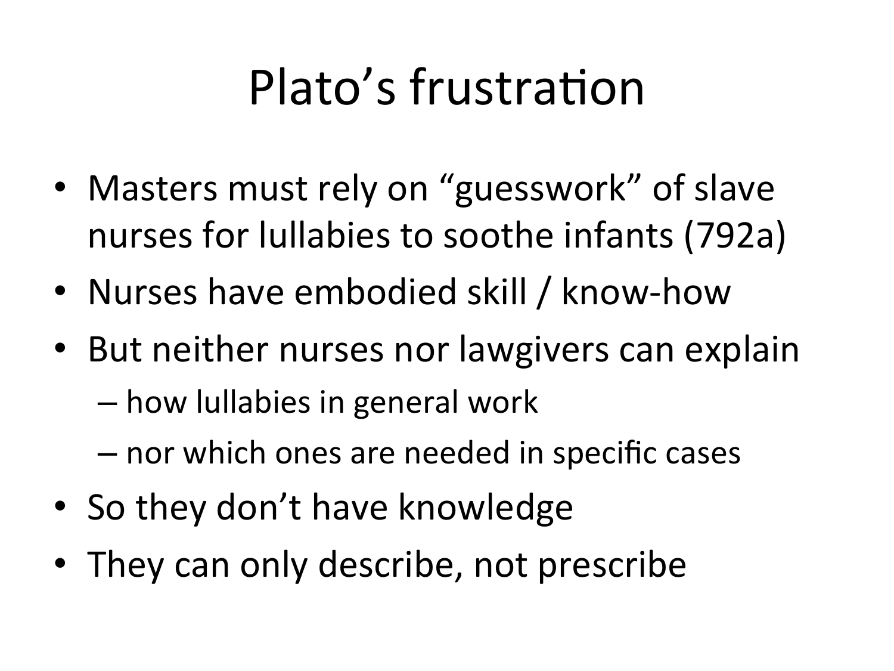# Plato's frustration

- Masters must rely on "guesswork" of slave nurses for lullabies to soothe infants (792a)
- Nurses have embodied skill / know-how
- But neither nurses nor lawgivers can explain
  - how lullabies in general work
  - nor which ones are needed in specific cases
- So they don't have knowledge
- They can only describe, not prescribe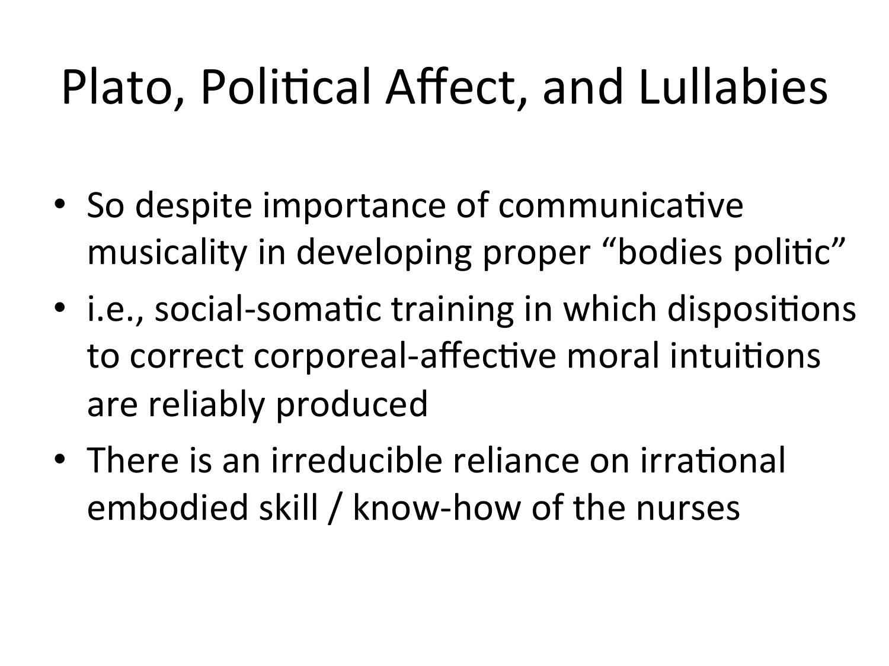# Plato, Political Affect, and Lullabies

- So despite importance of communicative musicality in developing proper "bodies politic"
- i.e., social-somatic training in which dispositions to correct corporeal-affective moral intuitions are reliably produced
- There is an irreducible reliance on irrational embodied skill / know-how of the nurses